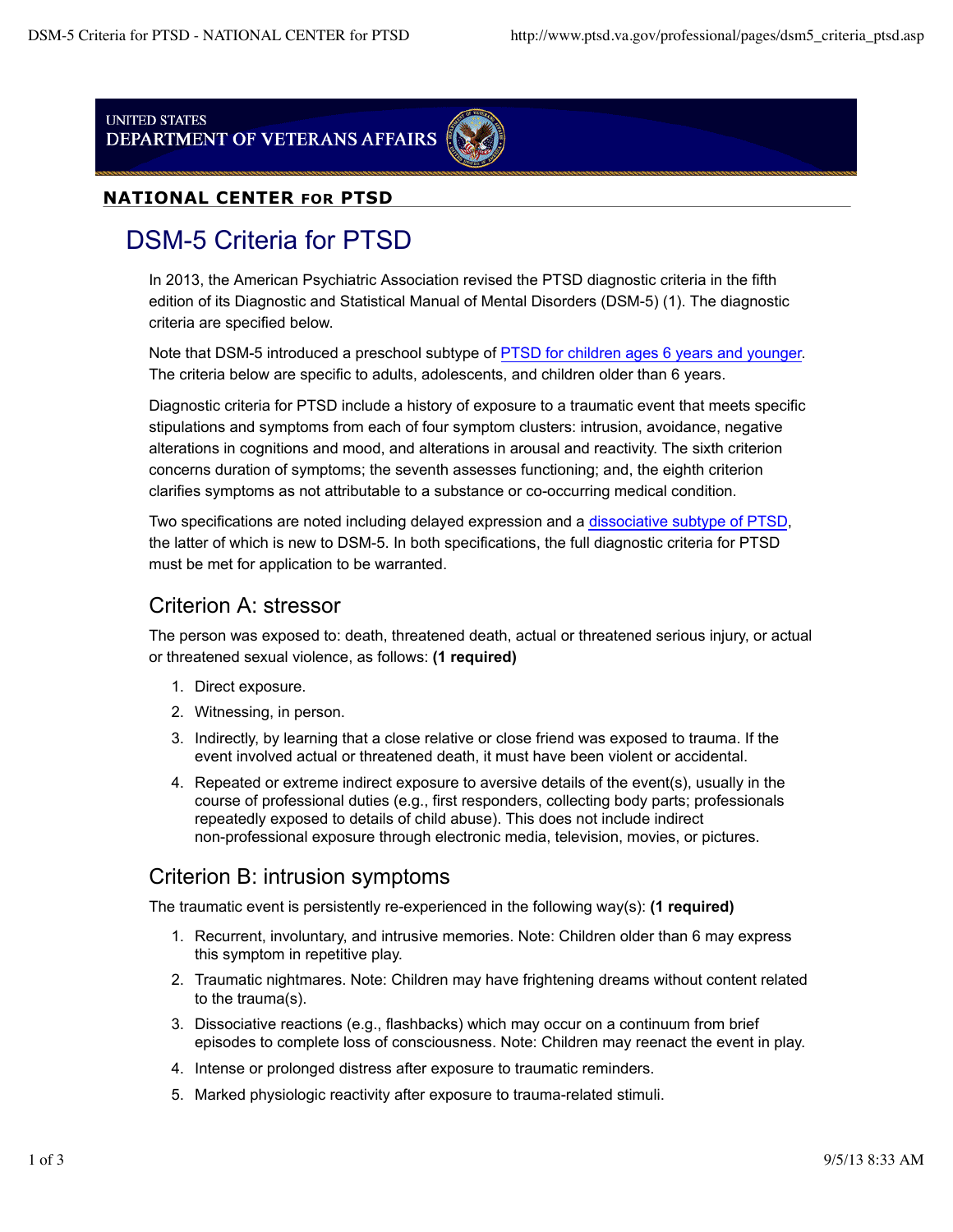UNITED STATES
DEPARTMENT OF VETERANS AFFAIRS

**NATIONAL CENTER FOR PTSD**

# DSM-5 Criteria for PTSD

In 2013, the American Psychiatric Association revised the PTSD diagnostic criteria in the fifth edition of its Diagnostic and Statistical Manual of Mental Disorders (DSM-5) (1). The diagnostic criteria are specified below.

Note that DSM-5 introduced a preschool subtype of PTSD for children ages 6 years and younger. The criteria below are specific to adults, adolescents, and children older than 6 years.

Diagnostic criteria for PTSD include a history of exposure to a traumatic event that meets specific stipulations and symptoms from each of four symptom clusters: intrusion, avoidance, negative alterations in cognitions and mood, and alterations in arousal and reactivity. The sixth criterion concerns duration of symptoms; the seventh assesses functioning; and, the eighth criterion clarifies symptoms as not attributable to a substance or co-occurring medical condition.

Two specifications are noted including delayed expression and a dissociative subtype of PTSD, the latter of which is new to DSM-5. In both specifications, the full diagnostic criteria for PTSD must be met for application to be warranted.

## Criterion A: stressor

The person was exposed to: death, threatened death, actual or threatened serious injury, or actual or threatened sexual violence, as follows: **(1 required)**

1. Direct exposure.
2. Witnessing, in person.
3. Indirectly, by learning that a close relative or close friend was exposed to trauma. If the event involved actual or threatened death, it must have been violent or accidental.
4. Repeated or extreme indirect exposure to aversive details of the event(s), usually in the course of professional duties (e.g., first responders, collecting body parts; professionals repeatedly exposed to details of child abuse). This does not include indirect non-professional exposure through electronic media, television, movies, or pictures.

## Criterion B: intrusion symptoms

The traumatic event is persistently re-experienced in the following way(s): **(1 required)**

1. Recurrent, involuntary, and intrusive memories. Note: Children older than 6 may express this symptom in repetitive play.
2. Traumatic nightmares. Note: Children may have frightening dreams without content related to the trauma(s).
3. Dissociative reactions (e.g., flashbacks) which may occur on a continuum from brief episodes to complete loss of consciousness. Note: Children may reenact the event in play.
4. Intense or prolonged distress after exposure to traumatic reminders.
5. Marked physiologic reactivity after exposure to trauma-related stimuli.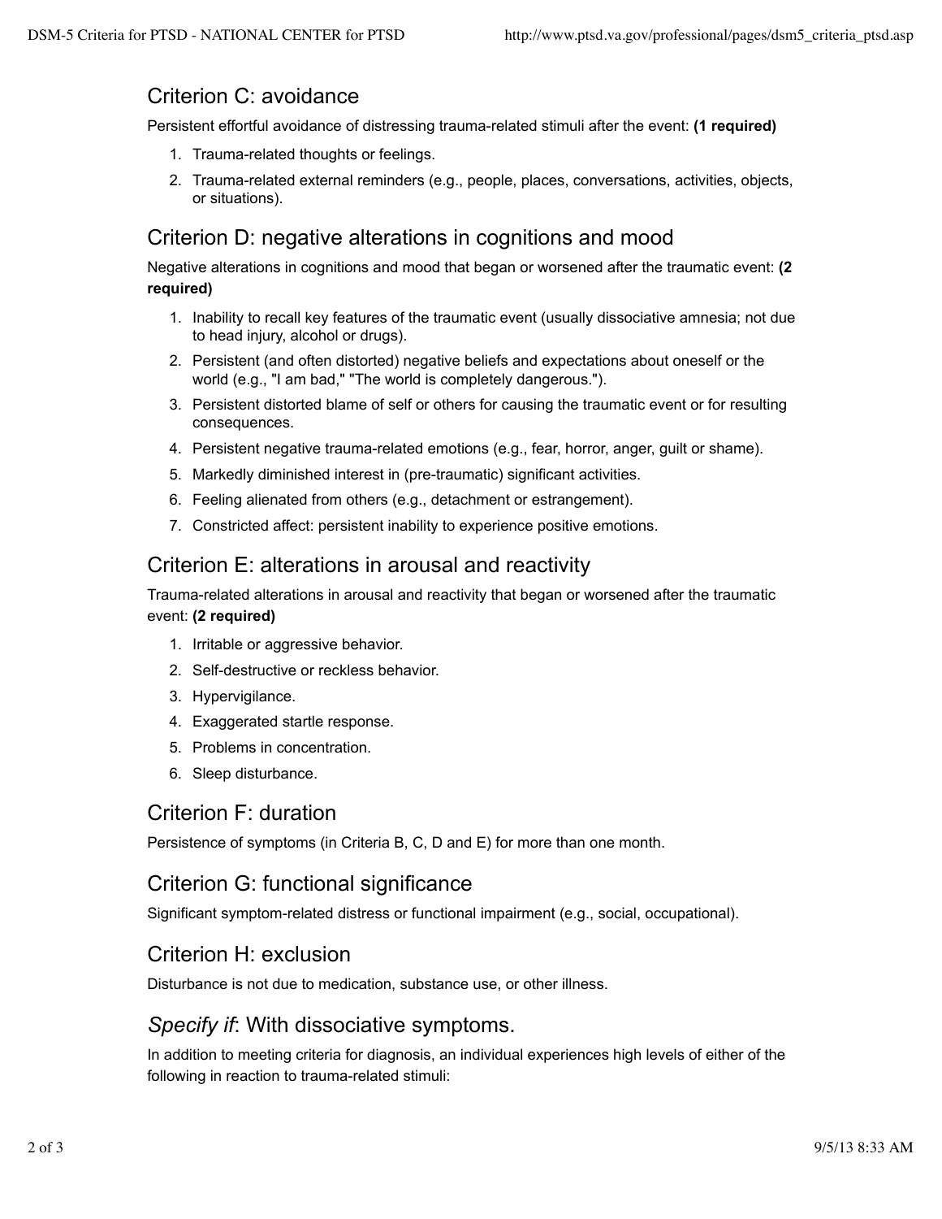## Criterion C: avoidance

Persistent effortful avoidance of distressing trauma-related stimuli after the event: **(1 required)**

1. Trauma-related thoughts or feelings.
2. Trauma-related external reminders (e.g., people, places, conversations, activities, objects, or situations).

## Criterion D: negative alterations in cognitions and mood

Negative alterations in cognitions and mood that began or worsened after the traumatic event: **(2 required)**

1. Inability to recall key features of the traumatic event (usually dissociative amnesia; not due to head injury, alcohol or drugs).
2. Persistent (and often distorted) negative beliefs and expectations about oneself or the world (e.g., "I am bad," "The world is completely dangerous.").
3. Persistent distorted blame of self or others for causing the traumatic event or for resulting consequences.
4. Persistent negative trauma-related emotions (e.g., fear, horror, anger, guilt or shame).
5. Markedly diminished interest in (pre-traumatic) significant activities.
6. Feeling alienated from others (e.g., detachment or estrangement).
7. Constricted affect: persistent inability to experience positive emotions.

## Criterion E: alterations in arousal and reactivity

Trauma-related alterations in arousal and reactivity that began or worsened after the traumatic event: **(2 required)**

1. Irritable or aggressive behavior.
2. Self-destructive or reckless behavior.
3. Hypervigilance.
4. Exaggerated startle response.
5. Problems in concentration.
6. Sleep disturbance.

## Criterion F: duration

Persistence of symptoms (in Criteria B, C, D and E) for more than one month.

## Criterion G: functional significance

Significant symptom-related distress or functional impairment (e.g., social, occupational).

## Criterion H: exclusion

Disturbance is not due to medication, substance use, or other illness.

## *Specify if*: With dissociative symptoms.

In addition to meeting criteria for diagnosis, an individual experiences high levels of either of the following in reaction to trauma-related stimuli: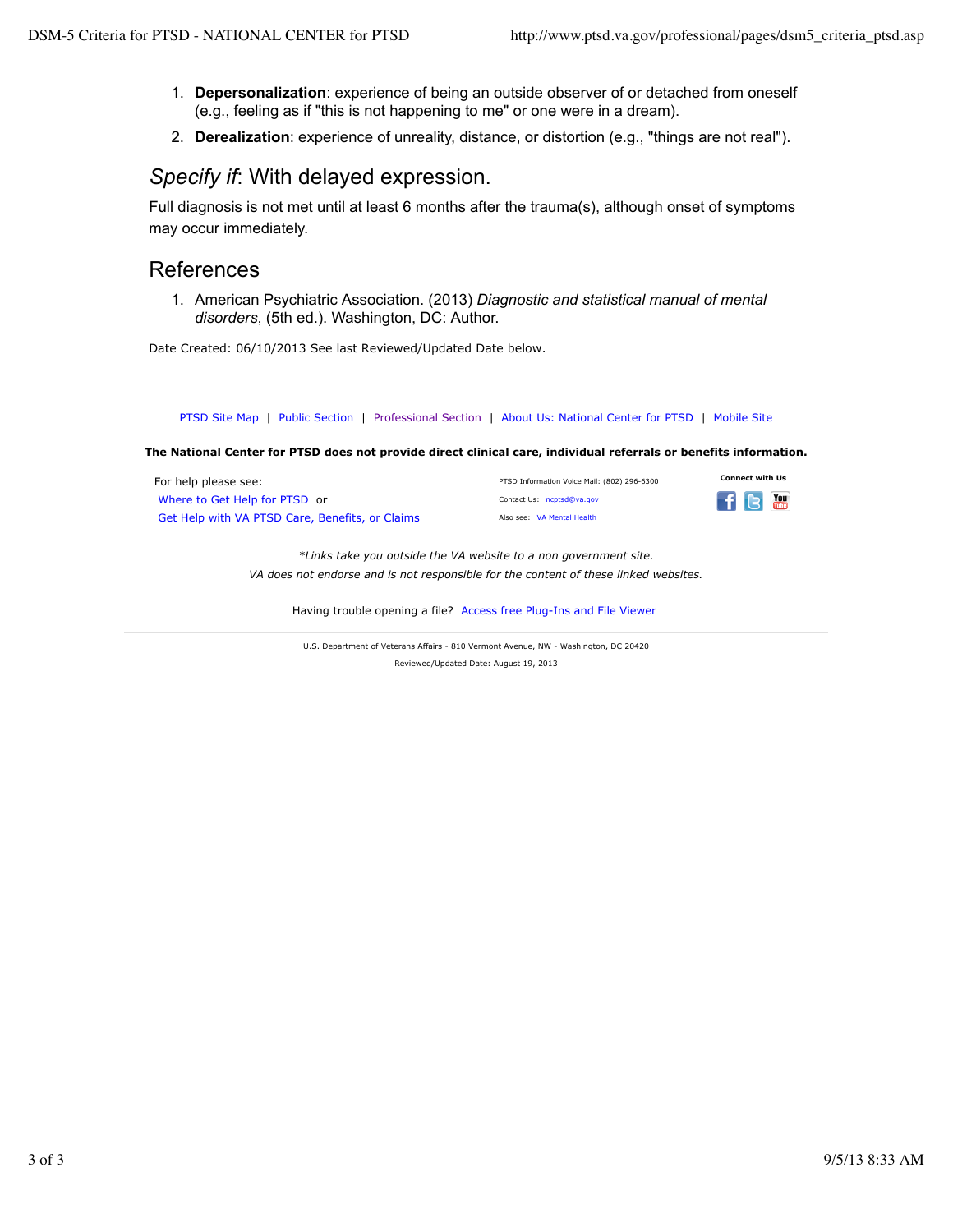1. **Depersonalization**: experience of being an outside observer of or detached from oneself (e.g., feeling as if "this is not happening to me" or one were in a dream).
2. **Derealization**: experience of unreality, distance, or distortion (e.g., "things are not real").

## *Specify if*: With delayed expression.

Full diagnosis is not met until at least 6 months after the trauma(s), although onset of symptoms may occur immediately.

## References

1. American Psychiatric Association. (2013) *Diagnostic and statistical manual of mental disorders*, (5th ed.). Washington, DC: Author.

Date Created: 06/10/2013 See last Reviewed/Updated Date below.

PTSD Site Map | Public Section | Professional Section | About Us: National Center for PTSD | Mobile Site

**The National Center for PTSD does not provide direct clinical care, individual referrals or benefits information.**

For help please see:
Where to Get Help for PTSD or
Get Help with VA PTSD Care, Benefits, or Claims

PTSD Information Voice Mail: (802) 296-6300
Contact Us: ncptsd@va.gov
Also see: VA Mental Health

**Connect with Us**

*\*Links take you outside the VA website to a non government site.*
*VA does not endorse and is not responsible for the content of these linked websites.*

Having trouble opening a file? Access free Plug-Ins and File Viewer

U.S. Department of Veterans Affairs - 810 Vermont Avenue, NW - Washington, DC 20420

Reviewed/Updated Date: August 19, 2013